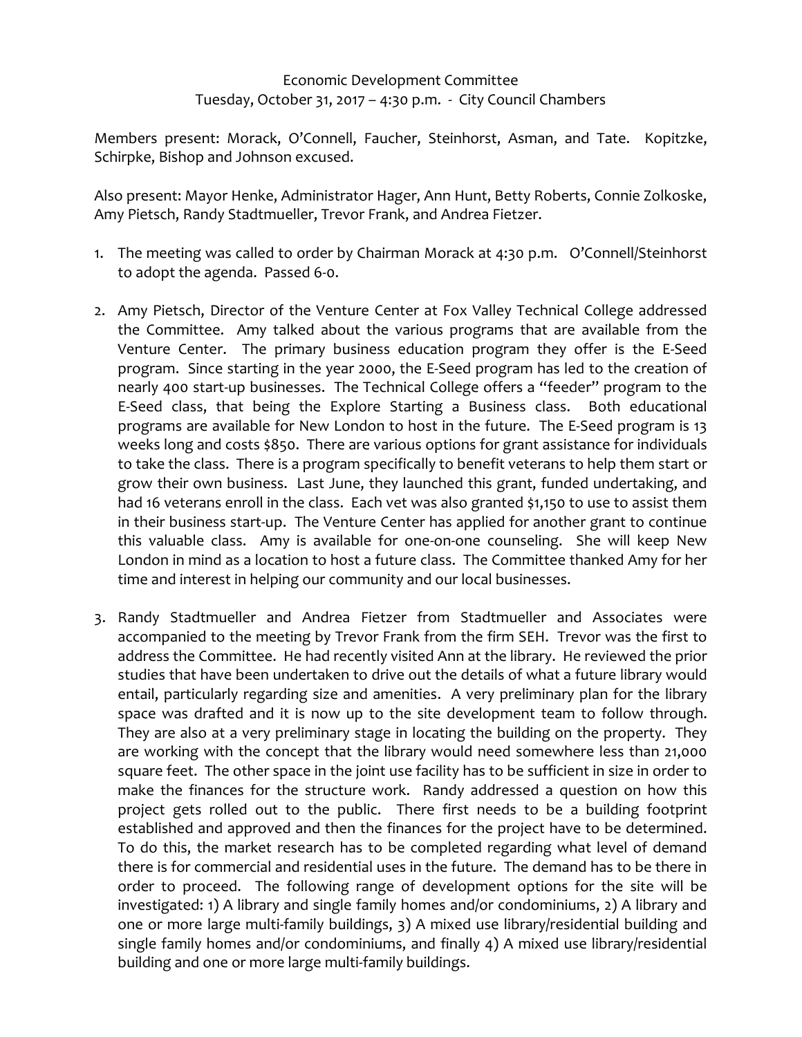Economic Development Committee
Tuesday, October 31, 2017 – 4:30 p.m. - City Council Chambers

Members present: Morack, O'Connell, Faucher, Steinhorst, Asman, and Tate. Kopitzke, Schirpke, Bishop and Johnson excused.

Also present: Mayor Henke, Administrator Hager, Ann Hunt, Betty Roberts, Connie Zolkoske, Amy Pietsch, Randy Stadtmueller, Trevor Frank, and Andrea Fietzer.

1. The meeting was called to order by Chairman Morack at 4:30 p.m. O'Connell/Steinhorst to adopt the agenda. Passed 6-0.

2. Amy Pietsch, Director of the Venture Center at Fox Valley Technical College addressed the Committee. Amy talked about the various programs that are available from the Venture Center. The primary business education program they offer is the E-Seed program. Since starting in the year 2000, the E-Seed program has led to the creation of nearly 400 start-up businesses. The Technical College offers a "feeder" program to the E-Seed class, that being the Explore Starting a Business class. Both educational programs are available for New London to host in the future. The E-Seed program is 13 weeks long and costs $850. There are various options for grant assistance for individuals to take the class. There is a program specifically to benefit veterans to help them start or grow their own business. Last June, they launched this grant, funded undertaking, and had 16 veterans enroll in the class. Each vet was also granted $1,150 to use to assist them in their business start-up. The Venture Center has applied for another grant to continue this valuable class. Amy is available for one-on-one counseling. She will keep New London in mind as a location to host a future class. The Committee thanked Amy for her time and interest in helping our community and our local businesses.

3. Randy Stadtmueller and Andrea Fietzer from Stadtmueller and Associates were accompanied to the meeting by Trevor Frank from the firm SEH. Trevor was the first to address the Committee. He had recently visited Ann at the library. He reviewed the prior studies that have been undertaken to drive out the details of what a future library would entail, particularly regarding size and amenities. A very preliminary plan for the library space was drafted and it is now up to the site development team to follow through. They are also at a very preliminary stage in locating the building on the property. They are working with the concept that the library would need somewhere less than 21,000 square feet. The other space in the joint use facility has to be sufficient in size in order to make the finances for the structure work. Randy addressed a question on how this project gets rolled out to the public. There first needs to be a building footprint established and approved and then the finances for the project have to be determined. To do this, the market research has to be completed regarding what level of demand there is for commercial and residential uses in the future. The demand has to be there in order to proceed. The following range of development options for the site will be investigated: 1) A library and single family homes and/or condominiums, 2) A library and one or more large multi-family buildings, 3) A mixed use library/residential building and single family homes and/or condominiums, and finally 4) A mixed use library/residential building and one or more large multi-family buildings.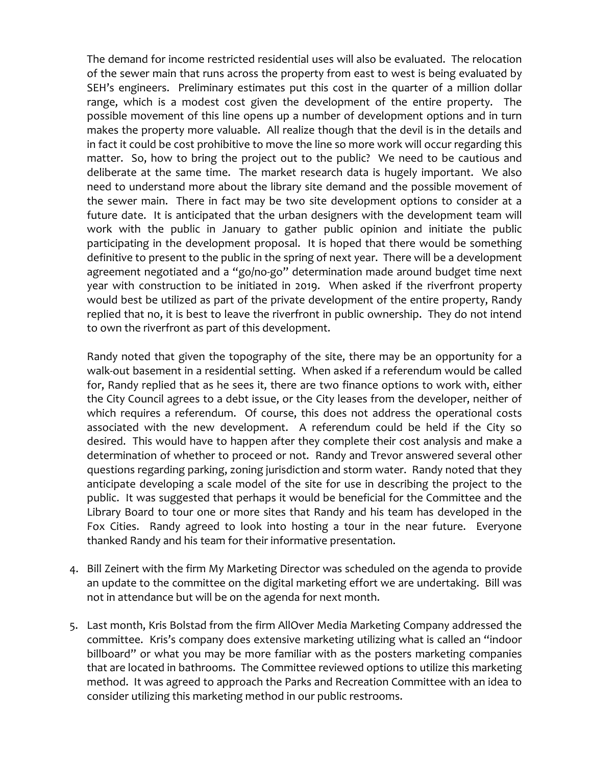The demand for income restricted residential uses will also be evaluated. The relocation of the sewer main that runs across the property from east to west is being evaluated by SEH's engineers. Preliminary estimates put this cost in the quarter of a million dollar range, which is a modest cost given the development of the entire property. The possible movement of this line opens up a number of development options and in turn makes the property more valuable. All realize though that the devil is in the details and in fact it could be cost prohibitive to move the line so more work will occur regarding this matter. So, how to bring the project out to the public? We need to be cautious and deliberate at the same time. The market research data is hugely important. We also need to understand more about the library site demand and the possible movement of the sewer main. There in fact may be two site development options to consider at a future date. It is anticipated that the urban designers with the development team will work with the public in January to gather public opinion and initiate the public participating in the development proposal. It is hoped that there would be something definitive to present to the public in the spring of next year. There will be a development agreement negotiated and a "go/no-go" determination made around budget time next year with construction to be initiated in 2019. When asked if the riverfront property would best be utilized as part of the private development of the entire property, Randy replied that no, it is best to leave the riverfront in public ownership. They do not intend to own the riverfront as part of this development.

Randy noted that given the topography of the site, there may be an opportunity for a walk-out basement in a residential setting. When asked if a referendum would be called for, Randy replied that as he sees it, there are two finance options to work with, either the City Council agrees to a debt issue, or the City leases from the developer, neither of which requires a referendum. Of course, this does not address the operational costs associated with the new development. A referendum could be held if the City so desired. This would have to happen after they complete their cost analysis and make a determination of whether to proceed or not. Randy and Trevor answered several other questions regarding parking, zoning jurisdiction and storm water. Randy noted that they anticipate developing a scale model of the site for use in describing the project to the public. It was suggested that perhaps it would be beneficial for the Committee and the Library Board to tour one or more sites that Randy and his team has developed in the Fox Cities. Randy agreed to look into hosting a tour in the near future. Everyone thanked Randy and his team for their informative presentation.

4. Bill Zeinert with the firm My Marketing Director was scheduled on the agenda to provide an update to the committee on the digital marketing effort we are undertaking. Bill was not in attendance but will be on the agenda for next month.

5. Last month, Kris Bolstad from the firm AllOver Media Marketing Company addressed the committee. Kris's company does extensive marketing utilizing what is called an "indoor billboard" or what you may be more familiar with as the posters marketing companies that are located in bathrooms. The Committee reviewed options to utilize this marketing method. It was agreed to approach the Parks and Recreation Committee with an idea to consider utilizing this marketing method in our public restrooms.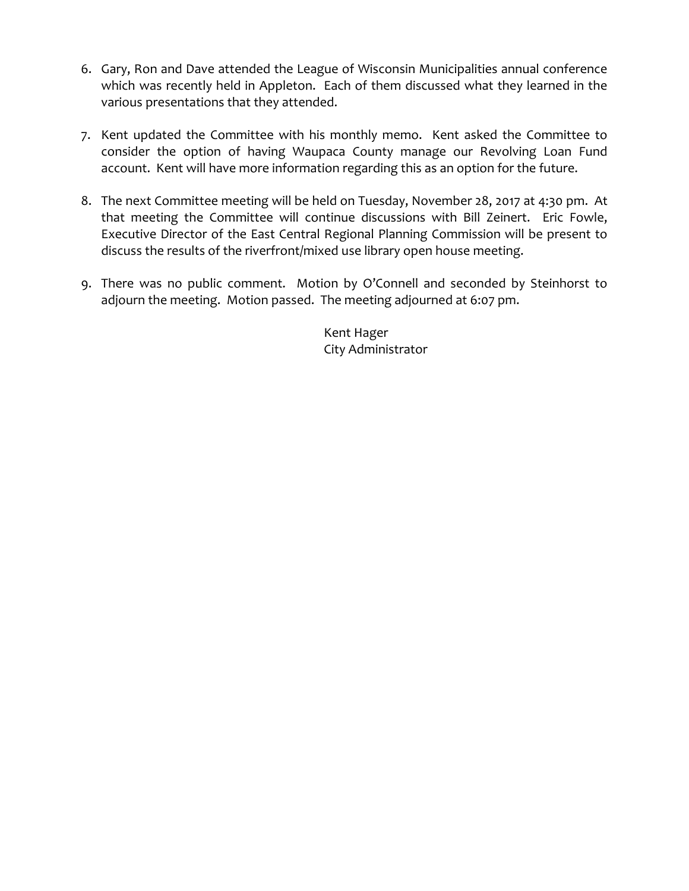6. Gary, Ron and Dave attended the League of Wisconsin Municipalities annual conference which was recently held in Appleton. Each of them discussed what they learned in the various presentations that they attended.

7. Kent updated the Committee with his monthly memo. Kent asked the Committee to consider the option of having Waupaca County manage our Revolving Loan Fund account. Kent will have more information regarding this as an option for the future.

8. The next Committee meeting will be held on Tuesday, November 28, 2017 at 4:30 pm. At that meeting the Committee will continue discussions with Bill Zeinert. Eric Fowle, Executive Director of the East Central Regional Planning Commission will be present to discuss the results of the riverfront/mixed use library open house meeting.

9. There was no public comment. Motion by O'Connell and seconded by Steinhorst to adjourn the meeting. Motion passed. The meeting adjourned at 6:07 pm.

Kent Hager
City Administrator